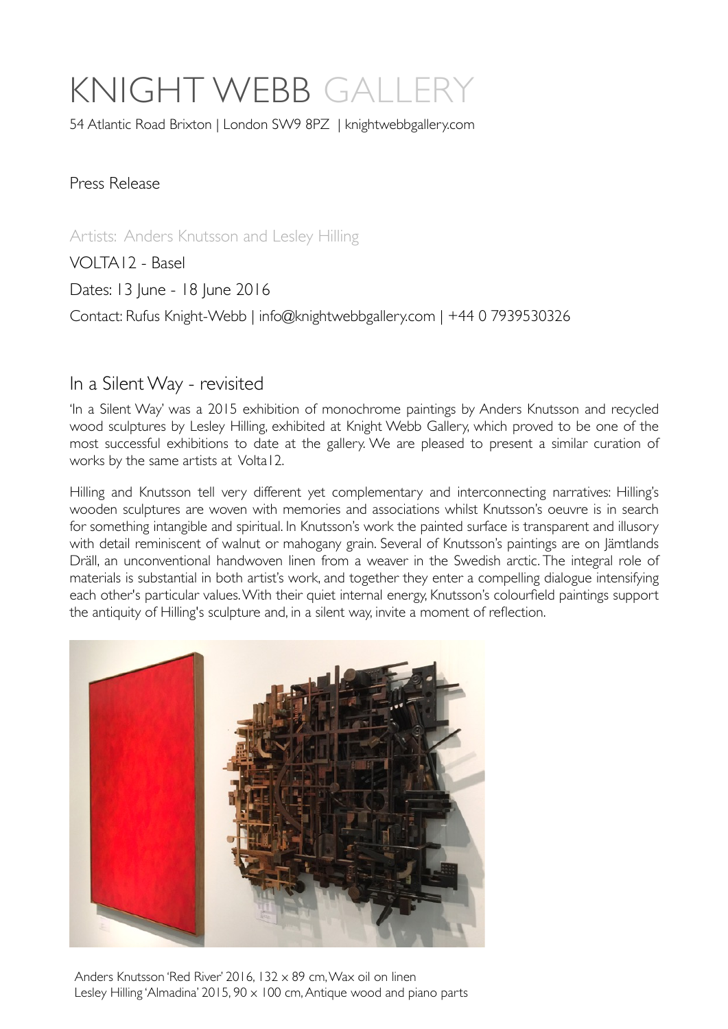# KNIGHT WEBB GALLERY

54 Atlantic Road Brixton | London SW9 8PZ | knightwebbgallery.com

Press Release

Artists: Anders Knutsson and Lesley Hilling

VOLTA12 - Basel

Dates: 13 June - 18 June 2016

Contact: Rufus Knight-Webb | info@knightwebbgallery.com | +44 0 7939530326

## In a Silent Way - revisited

'In a Silent Way' was a 2015 exhibition of monochrome paintings by Anders Knutsson and recycled wood sculptures by Lesley Hilling, exhibited at Knight Webb Gallery, which proved to be one of the most successful exhibitions to date at the gallery. We are pleased to present a similar curation of works by the same artists at Volta12.

Hilling and Knutsson tell very different yet complementary and interconnecting narratives: Hilling's wooden sculptures are woven with memories and associations whilst Knutsson's oeuvre is in search for something intangible and spiritual. In Knutsson's work the painted surface is transparent and illusory with detail reminiscent of walnut or mahogany grain. Several of Knutsson's paintings are on Jämtlands Dräll, an unconventional handwoven linen from a weaver in the Swedish arctic. The integral role of materials is substantial in both artist's work, and together they enter a compelling dialogue intensifying each other's particular values. With their quiet internal energy, Knutsson's colourfield paintings support the antiquity of Hilling's sculpture and, in a silent way, invite a moment of reflection.

Anders Knutsson 'Red River' 2016, 132 x 89 cm, Wax oil on linen
Lesley Hilling 'Almadina' 2015, 90 x 100 cm, Antique wood and piano parts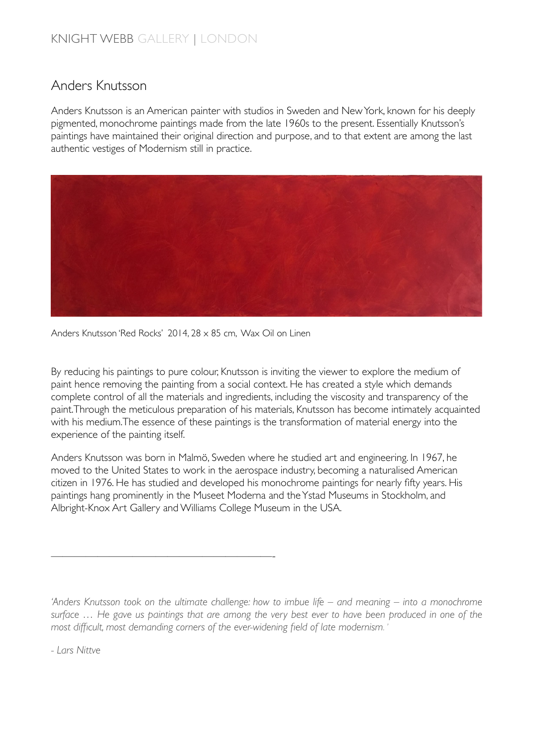# Anders Knutsson

Anders Knutsson is an American painter with studios in Sweden and New York, known for his deeply pigmented, monochrome paintings made from the late 1960s to the present. Essentially Knutsson's paintings have maintained their original direction and purpose, and to that extent are among the last authentic vestiges of Modernism still in practice.

Anders Knutsson 'Red Rocks' 2014, 28 x 85 cm, Wax Oil on Linen

By reducing his paintings to pure colour, Knutsson is inviting the viewer to explore the medium of paint hence removing the painting from a social context. He has created a style which demands complete control of all the materials and ingredients, including the viscosity and transparency of the paint. Through the meticulous preparation of his materials, Knutsson has become intimately acquainted with his medium. The essence of these paintings is the transformation of material energy into the experience of the painting itself.

Anders Knutsson was born in Malmö, Sweden where he studied art and engineering. In 1967, he moved to the United States to work in the aerospace industry, becoming a naturalised American citizen in 1976. He has studied and developed his monochrome paintings for nearly fifty years. His paintings hang prominently in the Museet Moderna and the Ystad Museums in Stockholm, and Albright-Knox Art Gallery and Williams College Museum in the USA.

---

*'Anders Knutsson took on the ultimate challenge: how to imbue life – and meaning – into a monochrome surface … He gave us paintings that are among the very best ever to have been produced in one of the most difficult, most demanding corners of the ever-widening field of late modernism.'*

*- Lars Nittve*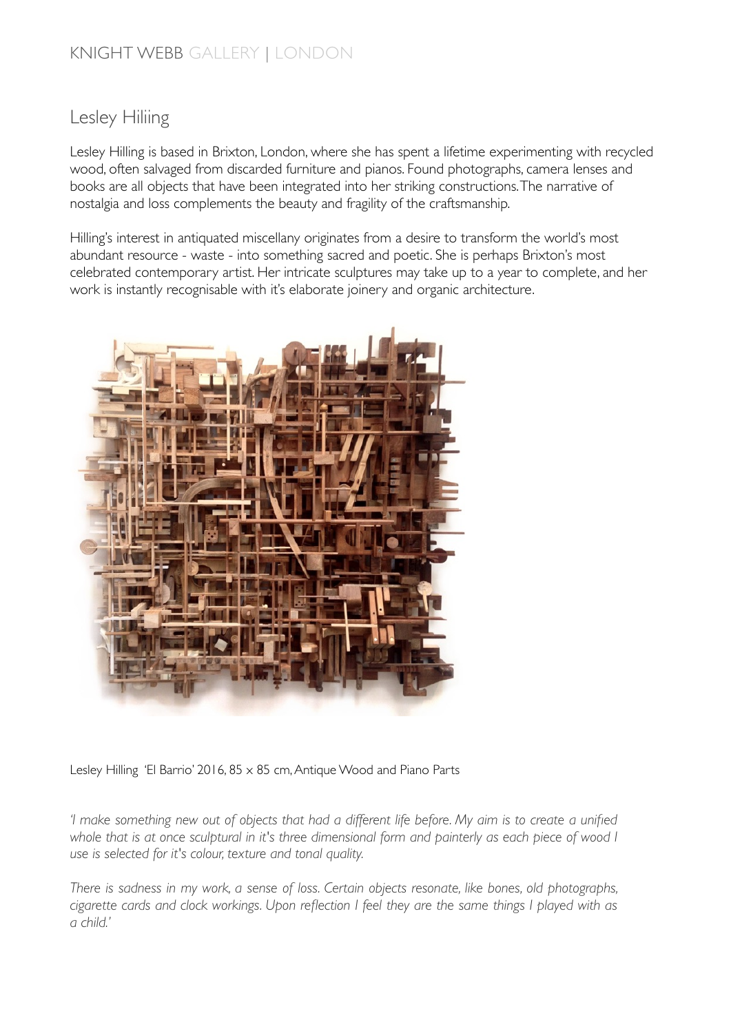KNIGHT WEBB GALLERY | LONDON

## Lesley Hiliing

Lesley Hilling is based in Brixton, London, where she has spent a lifetime experimenting with recycled wood, often salvaged from discarded furniture and pianos. Found photographs, camera lenses and books are all objects that have been integrated into her striking constructions. The narrative of nostalgia and loss complements the beauty and fragility of the craftsmanship.

Hilling's interest in antiquated miscellany originates from a desire to transform the world's most abundant resource - waste - into something sacred and poetic. She is perhaps Brixton's most celebrated contemporary artist. Her intricate sculptures may take up to a year to complete, and her work is instantly recognisable with it's elaborate joinery and organic architecture.

Lesley Hilling 'El Barrio' 2016, 85 x 85 cm, Antique Wood and Piano Parts

*'I make something new out of objects that had a different life before. My aim is to create a unified whole that is at once sculptural in it's three dimensional form and painterly as each piece of wood I use is selected for it's colour, texture and tonal quality.*

*There is sadness in my work, a sense of loss. Certain objects resonate, like bones, old photographs, cigarette cards and clock workings. Upon reflection I feel they are the same things I played with as a child.'*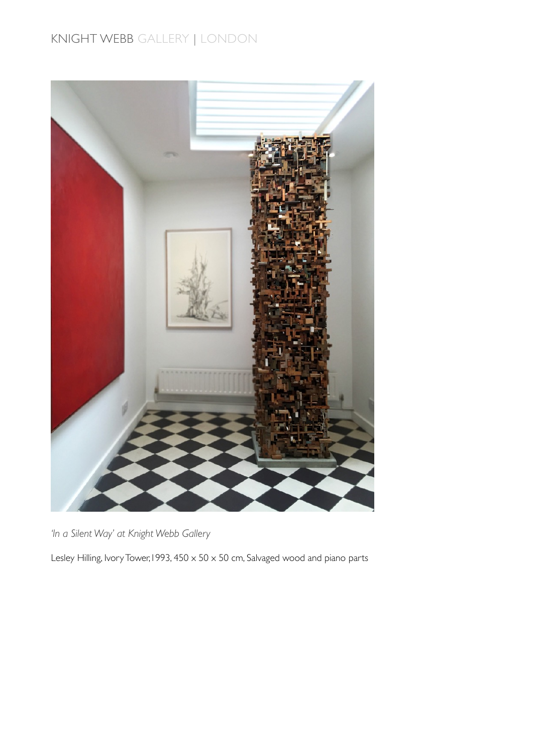*'In a Silent Way' at Knight Webb Gallery*

Lesley Hilling, Ivory Tower, 1993, 450 x 50 x 50 cm, Salvaged wood and piano parts